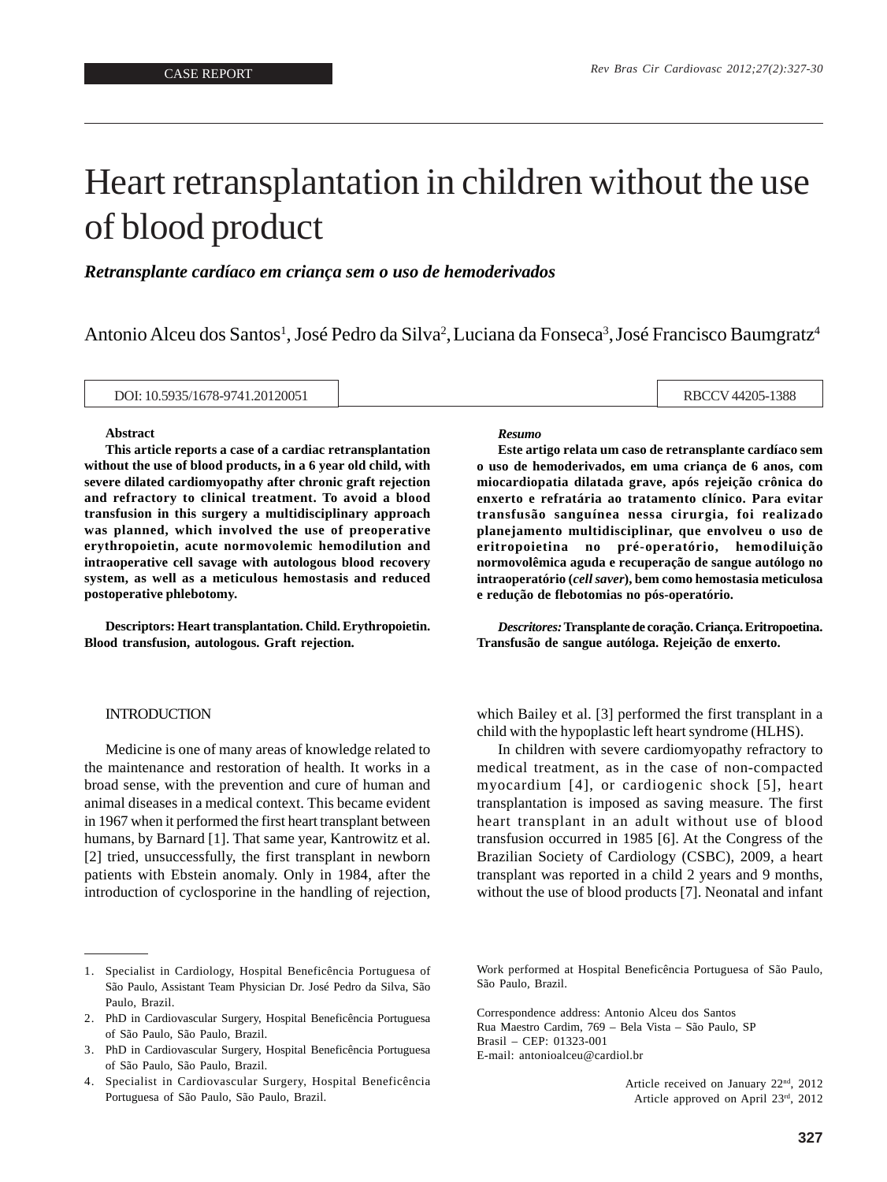CASE REPORT

# Heart retransplantation in children without the use of blood product

***Retransplante cardíaco em criança sem o uso de hemoderivados***

Antonio Alceu dos Santos[1], José Pedro da Silva[2], Luciana da Fonseca[3], José Francisco Baumgratz[4]

DOI: 10.5935/1678-9741.20120051

RBCCV 44205-1388

**Abstract**

**This article reports a case of a cardiac retransplantation without the use of blood products, in a 6 year old child, with severe dilated cardiomyopathy after chronic graft rejection and refractory to clinical treatment. To avoid a blood transfusion in this surgery a multidisciplinary approach was planned, which involved the use of preoperative erythropoietin, acute normovolemic hemodilution and intraoperative cell savage with autologous blood recovery system, as well as a meticulous hemostasis and reduced postoperative phlebotomy.**

**Descriptors: Heart transplantation. Child. Erythropoietin. Blood transfusion, autologous. Graft rejection.**

***Resumo***

**Este artigo relata um caso de retransplante cardíaco sem o uso de hemoderivados, em uma criança de 6 anos, com miocardiopatia dilatada grave, após rejeição crônica do enxerto e refratária ao tratamento clínico. Para evitar transfusão sanguínea nessa cirurgia, foi realizado planejamento multidisciplinar, que envolveu o uso de eritropoietina no pré-operatório, hemodiluição normovolêmica aguda e recuperação de sangue autólogo no intraoperatório (*cell saver*), bem como hemostasia meticulosa e redução de flebotomias no pós-operatório.**

***Descritores:*** **Transplante de coração. Criança. Eritropoetina. Transfusão de sangue autóloga. Rejeição de enxerto.**

## INTRODUCTION

Medicine is one of many areas of knowledge related to the maintenance and restoration of health. It works in a broad sense, with the prevention and cure of human and animal diseases in a medical context. This became evident in 1967 when it performed the first heart transplant between humans, by Barnard [1]. That same year, Kantrowitz et al. [2] tried, unsuccessfully, the first transplant in newborn patients with Ebstein anomaly. Only in 1984, after the introduction of cyclosporine in the handling of rejection, which Bailey et al. [3] performed the first transplant in a child with the hypoplastic left heart syndrome (HLHS).

In children with severe cardiomyopathy refractory to medical treatment, as in the case of non-compacted myocardium [4], or cardiogenic shock [5], heart transplantation is imposed as saving measure. The first heart transplant in an adult without use of blood transfusion occurred in 1985 [6]. At the Congress of the Brazilian Society of Cardiology (CSBC), 2009, a heart transplant was reported in a child 2 years and 9 months, without the use of blood products [7]. Neonatal and infant

---

1. Specialist in Cardiology, Hospital Beneficência Portuguesa of São Paulo, Assistant Team Physician Dr. José Pedro da Silva, São Paulo, Brazil.
2. PhD in Cardiovascular Surgery, Hospital Beneficência Portuguesa of São Paulo, São Paulo, Brazil.
3. PhD in Cardiovascular Surgery, Hospital Beneficência Portuguesa of São Paulo, São Paulo, Brazil.
4. Specialist in Cardiovascular Surgery, Hospital Beneficência Portuguesa of São Paulo, São Paulo, Brazil.

Work performed at Hospital Beneficência Portuguesa of São Paulo, São Paulo, Brazil.

Correspondence address: Antonio Alceu dos Santos
Rua Maestro Cardim, 769 – Bela Vista – São Paulo, SP
Brasil – CEP: 01323-001
E-mail: antonioalceu@cardiol.br

Article received on January 22nd, 2012
Article approved on April 23rd, 2012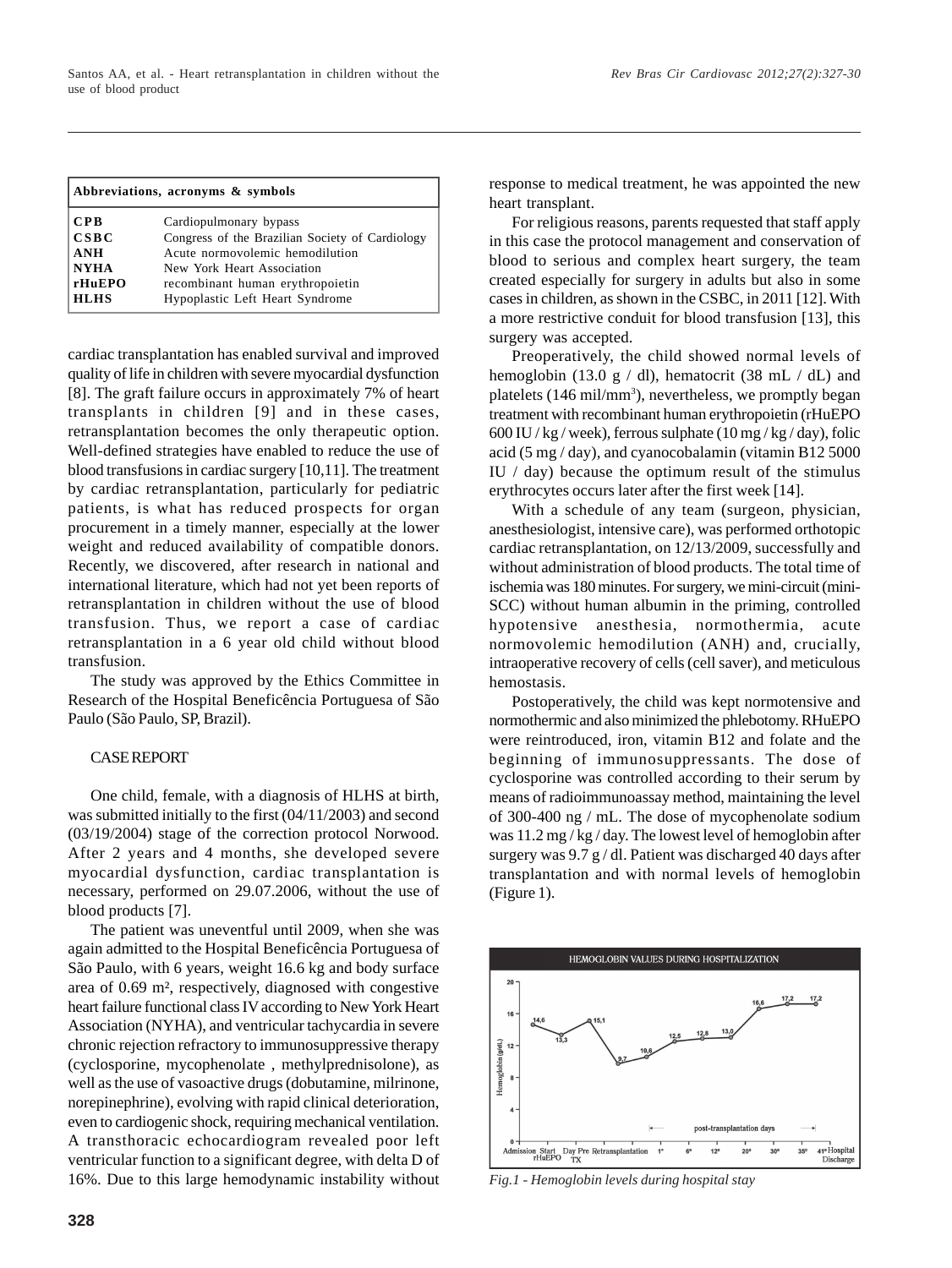| Abbreviations, acronyms & symbols | |
|---|---|
| CPB | Cardiopulmonary bypass |
| CSBC | Congress of the Brazilian Society of Cardiology |
| ANH | Acute normovolemic hemodilution |
| NYHA | New York Heart Association |
| rHuEPO | recombinant human erythropoietin |
| HLHS | Hypoplastic Left Heart Syndrome |

cardiac transplantation has enabled survival and improved quality of life in children with severe myocardial dysfunction [8]. The graft failure occurs in approximately 7% of heart transplants in children [9] and in these cases, retransplantation becomes the only therapeutic option. Well-defined strategies have enabled to reduce the use of blood transfusions in cardiac surgery [10,11]. The treatment by cardiac retransplantation, particularly for pediatric patients, is what has reduced prospects for organ procurement in a timely manner, especially at the lower weight and reduced availability of compatible donors. Recently, we discovered, after research in national and international literature, which had not yet been reports of retransplantation in children without the use of blood transfusion. Thus, we report a case of cardiac retransplantation in a 6 year old child without blood transfusion.

The study was approved by the Ethics Committee in Research of the Hospital Beneficência Portuguesa of São Paulo (São Paulo, SP, Brazil).

## CASE REPORT

One child, female, with a diagnosis of HLHS at birth, was submitted initially to the first (04/11/2003) and second (03/19/2004) stage of the correction protocol Norwood. After 2 years and 4 months, she developed severe myocardial dysfunction, cardiac transplantation is necessary, performed on 29.07.2006, without the use of blood products [7].

The patient was uneventful until 2009, when she was again admitted to the Hospital Beneficência Portuguesa of São Paulo, with 6 years, weight 16.6 kg and body surface area of 0.69 m², respectively, diagnosed with congestive heart failure functional class IV according to New York Heart Association (NYHA), and ventricular tachycardia in severe chronic rejection refractory to immunosuppressive therapy (cyclosporine, mycophenolate , methylprednisolone), as well as the use of vasoactive drugs (dobutamine, milrinone, norepinephrine), evolving with rapid clinical deterioration, even to cardiogenic shock, requiring mechanical ventilation. A transthoracic echocardiogram revealed poor left ventricular function to a significant degree, with delta D of 16%. Due to this large hemodynamic instability without response to medical treatment, he was appointed the new heart transplant.

For religious reasons, parents requested that staff apply in this case the protocol management and conservation of blood to serious and complex heart surgery, the team created especially for surgery in adults but also in some cases in children, as shown in the CSBC, in 2011 [12]. With a more restrictive conduit for blood transfusion [13], this surgery was accepted.

Preoperatively, the child showed normal levels of hemoglobin (13.0 g / dl), hematocrit (38 mL / dL) and platelets (146 mil/mm³), nevertheless, we promptly began treatment with recombinant human erythropoietin (rHuEPO 600 IU / kg / week), ferrous sulphate (10 mg / kg / day), folic acid (5 mg / day), and cyanocobalamin (vitamin B12 5000 IU / day) because the optimum result of the stimulus erythrocytes occurs later after the first week [14].

With a schedule of any team (surgeon, physician, anesthesiologist, intensive care), was performed orthotopic cardiac retransplantation, on 12/13/2009, successfully and without administration of blood products. The total time of ischemia was 180 minutes. For surgery, we mini-circuit (mini-SCC) without human albumin in the priming, controlled hypotensive anesthesia, normothermia, acute normovolemic hemodilution (ANH) and, crucially, intraoperative recovery of cells (cell saver), and meticulous hemostasis.

Postoperatively, the child was kept normotensive and normothermic and also minimized the phlebotomy. RHuEPO were reintroduced, iron, vitamin B12 and folate and the beginning of immunosuppressants. The dose of cyclosporine was controlled according to their serum by means of radioimmunoassay method, maintaining the level of 300-400 ng / mL. The dose of mycophenolate sodium was 11.2 mg / kg / day. The lowest level of hemoglobin after surgery was 9.7 g / dl. Patient was discharged 40 days after transplantation and with normal levels of hemoglobin (Figure 1).

*Fig.1 - Hemoglobin levels during hospital stay*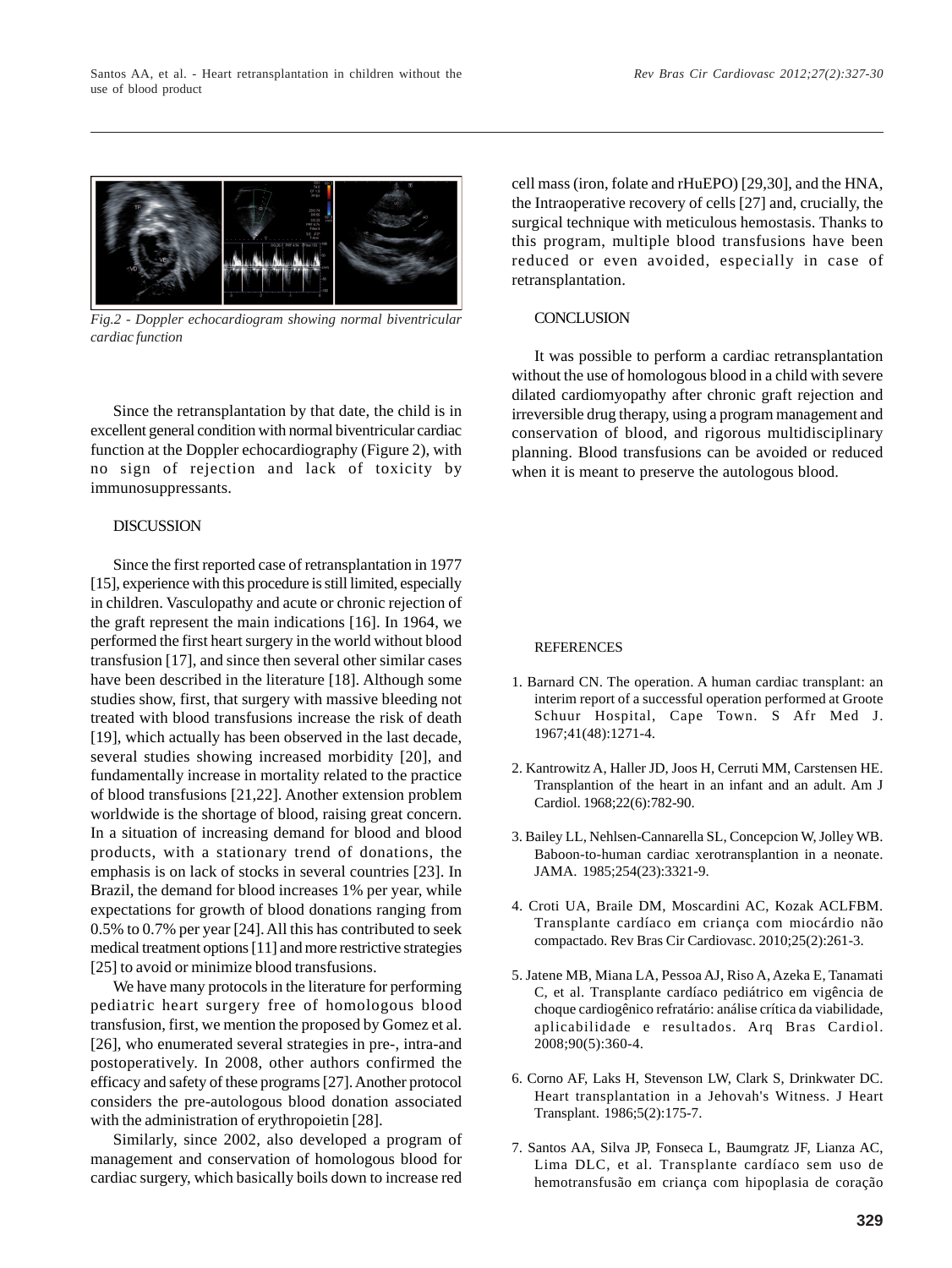*Fig.2 - Doppler echocardiogram showing normal biventricular cardiac function*

Since the retransplantation by that date, the child is in excellent general condition with normal biventricular cardiac function at the Doppler echocardiography (Figure 2), with no sign of rejection and lack of toxicity by immunosuppressants.

## DISCUSSION

Since the first reported case of retransplantation in 1977 [15], experience with this procedure is still limited, especially in children. Vasculopathy and acute or chronic rejection of the graft represent the main indications [16]. In 1964, we performed the first heart surgery in the world without blood transfusion [17], and since then several other similar cases have been described in the literature [18]. Although some studies show, first, that surgery with massive bleeding not treated with blood transfusions increase the risk of death [19], which actually has been observed in the last decade, several studies showing increased morbidity [20], and fundamentally increase in mortality related to the practice of blood transfusions [21,22]. Another extension problem worldwide is the shortage of blood, raising great concern. In a situation of increasing demand for blood and blood products, with a stationary trend of donations, the emphasis is on lack of stocks in several countries [23]. In Brazil, the demand for blood increases 1% per year, while expectations for growth of blood donations ranging from 0.5% to 0.7% per year [24]. All this has contributed to seek medical treatment options [11] and more restrictive strategies [25] to avoid or minimize blood transfusions.

We have many protocols in the literature for performing pediatric heart surgery free of homologous blood transfusion, first, we mention the proposed by Gomez et al. [26], who enumerated several strategies in pre-, intra-and postoperatively. In 2008, other authors confirmed the efficacy and safety of these programs [27]. Another protocol considers the pre-autologous blood donation associated with the administration of erythropoietin [28].

Similarly, since 2002, also developed a program of management and conservation of homologous blood for cardiac surgery, which basically boils down to increase red cell mass (iron, folate and rHuEPO) [29,30], and the HNA, the Intraoperative recovery of cells [27] and, crucially, the surgical technique with meticulous hemostasis. Thanks to this program, multiple blood transfusions have been reduced or even avoided, especially in case of retransplantation.

## CONCLUSION

It was possible to perform a cardiac retransplantation without the use of homologous blood in a child with severe dilated cardiomyopathy after chronic graft rejection and irreversible drug therapy, using a program management and conservation of blood, and rigorous multidisciplinary planning. Blood transfusions can be avoided or reduced when it is meant to preserve the autologous blood.

## REFERENCES

1. Barnard CN. The operation. A human cardiac transplant: an interim report of a successful operation performed at Groote Schuur Hospital, Cape Town. S Afr Med J. 1967;41(48):1271-4.

2. Kantrowitz A, Haller JD, Joos H, Cerruti MM, Carstensen HE. Transplantion of the heart in an infant and an adult. Am J Cardiol. 1968;22(6):782-90.

3. Bailey LL, Nehlsen-Cannarella SL, Concepcion W, Jolley WB. Baboon-to-human cardiac xerotransplantion in a neonate. JAMA. 1985;254(23):3321-9.

4. Croti UA, Braile DM, Moscardini AC, Kozak ACLFBM. Transplante cardíaco em criança com miocárdio não compactado. Rev Bras Cir Cardiovasc. 2010;25(2):261-3.

5. Jatene MB, Miana LA, Pessoa AJ, Riso A, Azeka E, Tanamati C, et al. Transplante cardíaco pediátrico em vigência de choque cardiogênico refratário: análise crítica da viabilidade, aplicabilidade e resultados. Arq Bras Cardiol. 2008;90(5):360-4.

6. Corno AF, Laks H, Stevenson LW, Clark S, Drinkwater DC. Heart transplantation in a Jehovah's Witness. J Heart Transplant. 1986;5(2):175-7.

7. Santos AA, Silva JP, Fonseca L, Baumgratz JF, Lianza AC, Lima DLC, et al. Transplante cardíaco sem uso de hemotransfusão em criança com hipoplasia de coração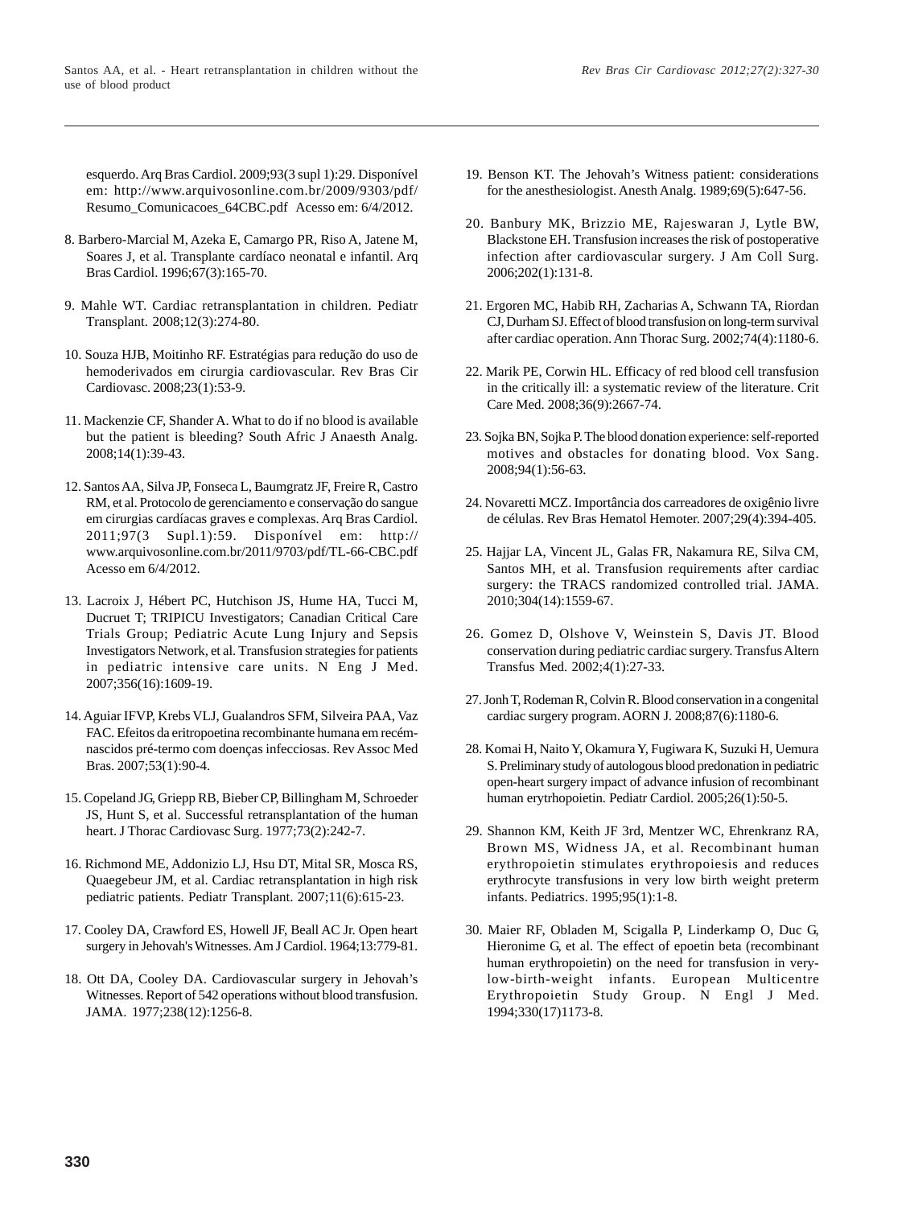esquerdo. Arq Bras Cardiol. 2009;93(3 supl 1):29. Disponível em: http://www.arquivosonline.com.br/2009/9303/pdf/Resumo_Comunicacoes_64CBC.pdf Acesso em: 6/4/2012.

8. Barbero-Marcial M, Azeka E, Camargo PR, Riso A, Jatene M, Soares J, et al. Transplante cardíaco neonatal e infantil. Arq Bras Cardiol. 1996;67(3):165-70.

9. Mahle WT. Cardiac retransplantation in children. Pediatr Transplant. 2008;12(3):274-80.

10. Souza HJB, Moitinho RF. Estratégias para redução do uso de hemoderivados em cirurgia cardiovascular. Rev Bras Cir Cardiovasc. 2008;23(1):53-9.

11. Mackenzie CF, Shander A. What to do if no blood is available but the patient is bleeding? South Afric J Anaesth Analg. 2008;14(1):39-43.

12. Santos AA, Silva JP, Fonseca L, Baumgratz JF, Freire R, Castro RM, et al. Protocolo de gerenciamento e conservação do sangue em cirurgias cardíacas graves e complexas. Arq Bras Cardiol. 2011;97(3 Supl.1):59. Disponível em: http://www.arquivosonline.com.br/2011/9703/pdf/TL-66-CBC.pdf Acesso em 6/4/2012.

13. Lacroix J, Hébert PC, Hutchison JS, Hume HA, Tucci M, Ducruet T; TRIPICU Investigators; Canadian Critical Care Trials Group; Pediatric Acute Lung Injury and Sepsis Investigators Network, et al. Transfusion strategies for patients in pediatric intensive care units. N Eng J Med. 2007;356(16):1609-19.

14. Aguiar IFVP, Krebs VLJ, Gualandros SFM, Silveira PAA, Vaz FAC. Efeitos da eritropoetina recombinante humana em recém-nascidos pré-termo com doenças infecciosas. Rev Assoc Med Bras. 2007;53(1):90-4.

15. Copeland JG, Griepp RB, Bieber CP, Billingham M, Schroeder JS, Hunt S, et al. Successful retransplantation of the human heart. J Thorac Cardiovasc Surg. 1977;73(2):242-7.

16. Richmond ME, Addonizio LJ, Hsu DT, Mital SR, Mosca RS, Quaegebeur JM, et al. Cardiac retransplantation in high risk pediatric patients. Pediatr Transplant. 2007;11(6):615-23.

17. Cooley DA, Crawford ES, Howell JF, Beall AC Jr. Open heart surgery in Jehovah's Witnesses. Am J Cardiol. 1964;13:779-81.

18. Ott DA, Cooley DA. Cardiovascular surgery in Jehovah's Witnesses. Report of 542 operations without blood transfusion. JAMA. 1977;238(12):1256-8.

19. Benson KT. The Jehovah's Witness patient: considerations for the anesthesiologist. Anesth Analg. 1989;69(5):647-56.

20. Banbury MK, Brizzio ME, Rajeswaran J, Lytle BW, Blackstone EH. Transfusion increases the risk of postoperative infection after cardiovascular surgery. J Am Coll Surg. 2006;202(1):131-8.

21. Ergoren MC, Habib RH, Zacharias A, Schwann TA, Riordan CJ, Durham SJ. Effect of blood transfusion on long-term survival after cardiac operation. Ann Thorac Surg. 2002;74(4):1180-6.

22. Marik PE, Corwin HL. Efficacy of red blood cell transfusion in the critically ill: a systematic review of the literature. Crit Care Med. 2008;36(9):2667-74.

23. Sojka BN, Sojka P. The blood donation experience: self-reported motives and obstacles for donating blood. Vox Sang. 2008;94(1):56-63.

24. Novaretti MCZ. Importância dos carreadores de oxigênio livre de células. Rev Bras Hematol Hemoter. 2007;29(4):394-405.

25. Hajjar LA, Vincent JL, Galas FR, Nakamura RE, Silva CM, Santos MH, et al. Transfusion requirements after cardiac surgery: the TRACS randomized controlled trial. JAMA. 2010;304(14):1559-67.

26. Gomez D, Olshove V, Weinstein S, Davis JT. Blood conservation during pediatric cardiac surgery. Transfus Altern Transfus Med. 2002;4(1):27-33.

27. Jonh T, Rodeman R, Colvin R. Blood conservation in a congenital cardiac surgery program. AORN J. 2008;87(6):1180-6.

28. Komai H, Naito Y, Okamura Y, Fugiwara K, Suzuki H, Uemura S. Preliminary study of autologous blood predonation in pediatric open-heart surgery impact of advance infusion of recombinant human erytrhopoietin. Pediatr Cardiol. 2005;26(1):50-5.

29. Shannon KM, Keith JF 3rd, Mentzer WC, Ehrenkranz RA, Brown MS, Widness JA, et al. Recombinant human erythropoietin stimulates erythropoiesis and reduces erythrocyte transfusions in very low birth weight preterm infants. Pediatrics. 1995;95(1):1-8.

30. Maier RF, Obladen M, Scigalla P, Linderkamp O, Duc G, Hieronime G, et al. The effect of epoetin beta (recombinant human erythropoietin) on the need for transfusion in very-low-birth-weight infants. European Multicentre Erythropoietin Study Group. N Engl J Med. 1994;330(17)1173-8.